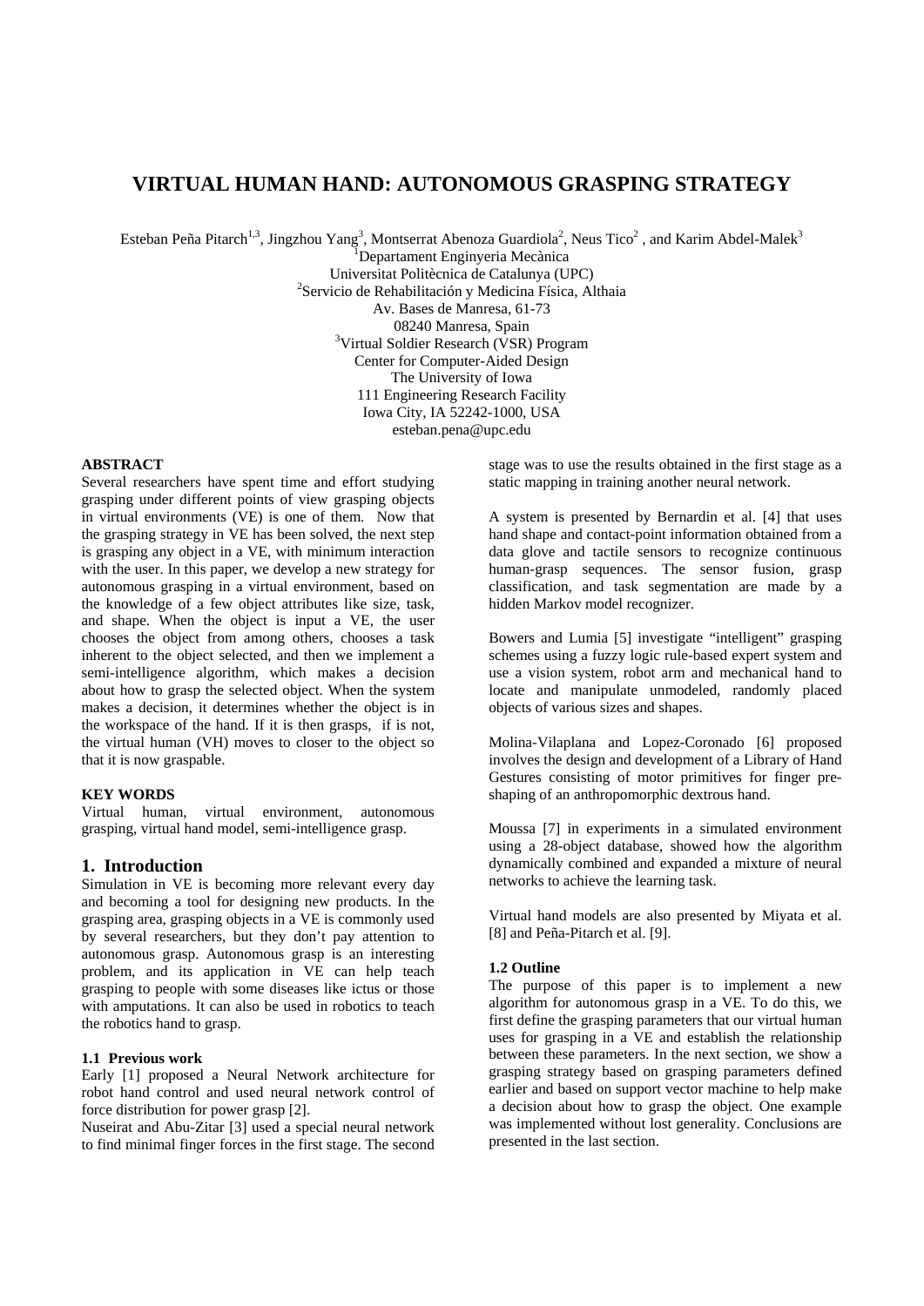# VIRTUAL HUMAN HAND: AUTONOMOUS GRASPING STRATEGY

Esteban Peña Pitarch[1,3], Jingzhou Yang[3], Montserrat Abenoza Guardiola[2], Neus Tico[2], and Karim Abdel-Malek[3]

[1]Departament Enginyeria Mecànica
Universitat Politècnica de Catalunya (UPC)
[2]Servicio de Rehabilitación y Medicina Física, Althaia
Av. Bases de Manresa, 61-73
08240 Manresa, Spain
[3]Virtual Soldier Research (VSR) Program
Center for Computer-Aided Design
The University of Iowa
111 Engineering Research Facility
Iowa City, IA 52242-1000, USA
esteban.pena@upc.edu

**ABSTRACT**

Several researchers have spent time and effort studying grasping under different points of view grasping objects in virtual environments (VE) is one of them. Now that the grasping strategy in VE has been solved, the next step is grasping any object in a VE, with minimum interaction with the user. In this paper, we develop a new strategy for autonomous grasping in a virtual environment, based on the knowledge of a few object attributes like size, task, and shape. When the object is input a VE, the user chooses the object from among others, chooses a task inherent to the object selected, and then we implement a semi-intelligence algorithm, which makes a decision about how to grasp the selected object. When the system makes a decision, it determines whether the object is in the workspace of the hand. If it is then grasps, if is not, the virtual human (VH) moves to closer to the object so that it is now graspable.

**KEY WORDS**

Virtual human, virtual environment, autonomous grasping, virtual hand model, semi-intelligence grasp.

## 1. Introduction

Simulation in VE is becoming more relevant every day and becoming a tool for designing new products. In the grasping area, grasping objects in a VE is commonly used by several researchers, but they don't pay attention to autonomous grasp. Autonomous grasp is an interesting problem, and its application in VE can help teach grasping to people with some diseases like ictus or those with amputations. It can also be used in robotics to teach the robotics hand to grasp.

### 1.1 Previous work

Early [1] proposed a Neural Network architecture for robot hand control and used neural network control of force distribution for power grasp [2].

Nuseirat and Abu-Zitar [3] used a special neural network to find minimal finger forces in the first stage. The second stage was to use the results obtained in the first stage as a static mapping in training another neural network.

A system is presented by Bernardin et al. [4] that uses hand shape and contact-point information obtained from a data glove and tactile sensors to recognize continuous human-grasp sequences. The sensor fusion, grasp classification, and task segmentation are made by a hidden Markov model recognizer.

Bowers and Lumia [5] investigate "intelligent" grasping schemes using a fuzzy logic rule-based expert system and use a vision system, robot arm and mechanical hand to locate and manipulate unmodeled, randomly placed objects of various sizes and shapes.

Molina-Vilaplana and Lopez-Coronado [6] proposed involves the design and development of a Library of Hand Gestures consisting of motor primitives for finger pre-shaping of an anthropomorphic dextrous hand.

Moussa [7] in experiments in a simulated environment using a 28-object database, showed how the algorithm dynamically combined and expanded a mixture of neural networks to achieve the learning task.

Virtual hand models are also presented by Miyata et al. [8] and Peña-Pitarch et al. [9].

### 1.2 Outline

The purpose of this paper is to implement a new algorithm for autonomous grasp in a VE. To do this, we first define the grasping parameters that our virtual human uses for grasping in a VE and establish the relationship between these parameters. In the next section, we show a grasping strategy based on grasping parameters defined earlier and based on support vector machine to help make a decision about how to grasp the object. One example was implemented without lost generality. Conclusions are presented in the last section.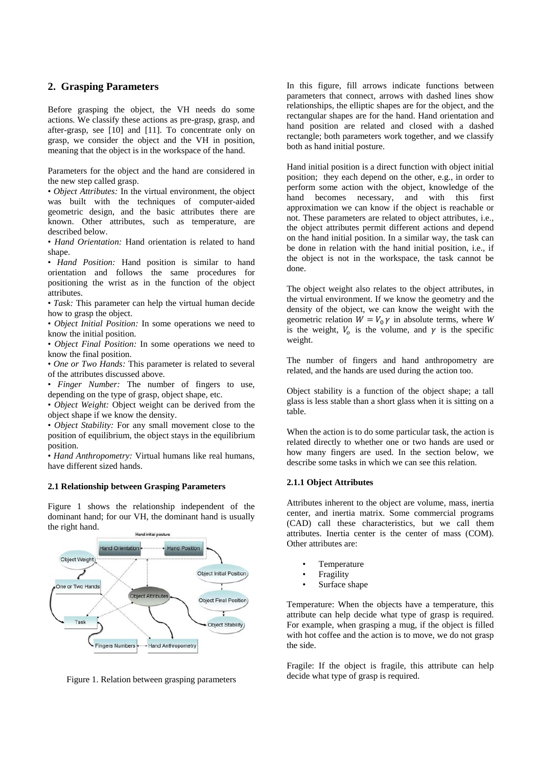## 2. Grasping Parameters

Before grasping the object, the VH needs do some actions. We classify these actions as pre-grasp, grasp, and after-grasp, see [10] and [11]. To concentrate only on grasp, we consider the object and the VH in position, meaning that the object is in the workspace of the hand.

Parameters for the object and the hand are considered in the new step called grasp.

- *Object Attributes:* In the virtual environment, the object was built with the techniques of computer-aided geometric design, and the basic attributes there are known. Other attributes, such as temperature, are described below.
- *Hand Orientation:* Hand orientation is related to hand shape.
- *Hand Position:* Hand position is similar to hand orientation and follows the same procedures for positioning the wrist as in the function of the object attributes.
- *Task:* This parameter can help the virtual human decide how to grasp the object.
- *Object Initial Position:* In some operations we need to know the initial position.
- *Object Final Position:* In some operations we need to know the final position.
- *One or Two Hands:* This parameter is related to several of the attributes discussed above.
- *Finger Number:* The number of fingers to use, depending on the type of grasp, object shape, etc.
- *Object Weight:* Object weight can be derived from the object shape if we know the density.
- *Object Stability:* For any small movement close to the position of equilibrium, the object stays in the equilibrium position.
- *Hand Anthropometry:* Virtual humans like real humans, have different sized hands.

### 2.1 Relationship between Grasping Parameters

Figure 1 shows the relationship independent of the dominant hand; for our VH, the dominant hand is usually the right hand.

Figure 1. Relation between grasping parameters

In this figure, fill arrows indicate functions between parameters that connect, arrows with dashed lines show relationships, the elliptic shapes are for the object, and the rectangular shapes are for the hand. Hand orientation and hand position are related and closed with a dashed rectangle; both parameters work together, and we classify both as hand initial posture.

Hand initial position is a direct function with object initial position; they each depend on the other, e.g., in order to perform some action with the object, knowledge of the hand becomes necessary, and with this first approximation we can know if the object is reachable or not. These parameters are related to object attributes, i.e., the object attributes permit different actions and depend on the hand initial position. In a similar way, the task can be done in relation with the hand initial position, i.e., if the object is not in the workspace, the task cannot be done.

The object weight also relates to the object attributes, in the virtual environment. If we know the geometry and the density of the object, we can know the weight with the geometric relation $W = V_0 \gamma$ in absolute terms, where $W$ is the weight, $V_o$ is the volume, and $\gamma$ is the specific weight.

The number of fingers and hand anthropometry are related, and the hands are used during the action too.

Object stability is a function of the object shape; a tall glass is less stable than a short glass when it is sitting on a table.

When the action is to do some particular task, the action is related directly to whether one or two hands are used or how many fingers are used. In the section below, we describe some tasks in which we can see this relation.

#### 2.1.1 Object Attributes

Attributes inherent to the object are volume, mass, inertia center, and inertia matrix. Some commercial programs (CAD) call these characteristics, but we call them attributes. Inertia center is the center of mass (COM). Other attributes are:

- Temperature
- Fragility
- Surface shape

Temperature: When the objects have a temperature, this attribute can help decide what type of grasp is required. For example, when grasping a mug, if the object is filled with hot coffee and the action is to move, we do not grasp the side.

Fragile: If the object is fragile, this attribute can help decide what type of grasp is required.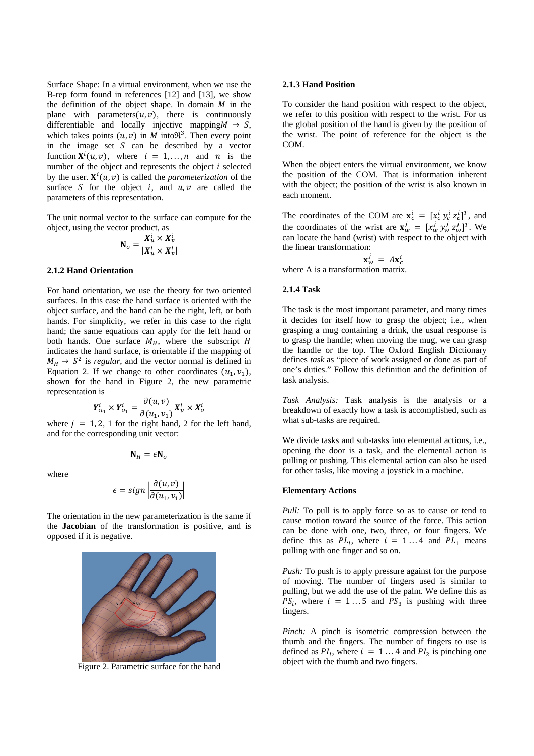Surface Shape: In a virtual environment, when we use the B-rep form found in references [12] and [13], we show the definition of the object shape. In domain $M$ in the plane with parameters$(u, v)$, there is continuously differentiable and locally injective mapping$M \rightarrow S$, which takes points $(u, v)$ in $M$ into$\Re^3$. Then every point in the image set $S$ can be described by a vector function $\mathbf{X}^i(u, v)$, where $i = 1, \ldots, n$ and $n$ is the number of the object and represents the object $i$ selected by the user. $\mathbf{X}^i(u, v)$ is called the *parameterization* of the surface $S$ for the object $i$, and $u, v$ are called the parameters of this representation.

The unit normal vector to the surface can compute for the object, using the vector product, as

$$\mathbf{N}_o = \frac{\boldsymbol{X}_u^i \times \boldsymbol{X}_v^i}{|\boldsymbol{X}_u^i \times \boldsymbol{X}_v^i|}$$

### 2.1.2 Hand Orientation

For hand orientation, we use the theory for two oriented surfaces. In this case the hand surface is oriented with the object surface, and the hand can be the right, left, or both hands. For simplicity, we refer in this case to the right hand; the same equations can apply for the left hand or both hands. One surface $M_H$, where the subscript $H$ indicates the hand surface, is orientable if the mapping of $M_H \rightarrow S^2$ is *regular*, and the vector normal is defined in Equation 2. If we change to other coordinates $(u_1, v_1)$, shown for the hand in Figure 2, the new parametric representation is

$$\boldsymbol{Y}_{u_1}^i \times \boldsymbol{Y}_{v_1}^i = \frac{\partial(u, v)}{\partial(u_1, v_1)} \boldsymbol{X}_u^i \times \boldsymbol{X}_v^i$$

where $j = 1, 2$, 1 for the right hand, 2 for the left hand, and for the corresponding unit vector:

$$\mathbf{N}_H = \epsilon \mathbf{N}_o$$

where

$$\epsilon = sign \left| \frac{\partial(u, v)}{\partial(u_1, v_1)} \right|$$

The orientation in the new parameterization is the same if the **Jacobian** of the transformation is positive, and is opposed if it is negative.

Figure 2. Parametric surface for the hand

### 2.1.3 Hand Position

To consider the hand position with respect to the object, we refer to this position with respect to the wrist. For us the global position of the hand is given by the position of the wrist. The point of reference for the object is the COM.

When the object enters the virtual environment, we know the position of the COM. That is information inherent with the object; the position of the wrist is also known in each moment.

The coordinates of the COM are $\mathbf{x}_c^i = [x_c^i \; y_c^i \; z_c^i]^T$, and the coordinates of the wrist are $\mathbf{x}_w^j = [x_w^j \; y_w^j \; z_w^j]^T$. We can locate the hand (wrist) with respect to the object with the linear transformation:

$$\mathbf{x}_w^j = A\mathbf{x}_c^i$$

where A is a transformation matrix.

### 2.1.4 Task

The task is the most important parameter, and many times it decides for itself how to grasp the object; i.e., when grasping a mug containing a drink, the usual response is to grasp the handle; when moving the mug, we can grasp the handle or the top. The Oxford English Dictionary defines *task* as "piece of work assigned or done as part of one's duties." Follow this definition and the definition of task analysis.

*Task Analysis:* Task analysis is the analysis or a breakdown of exactly how a task is accomplished, such as what sub-tasks are required.

We divide tasks and sub-tasks into elemental actions, i.e., opening the door is a task, and the elemental action is pulling or pushing. This elemental action can also be used for other tasks, like moving a joystick in a machine.

#### Elementary Actions

*Pull:* To pull is to apply force so as to cause or tend to cause motion toward the source of the force. This action can be done with one, two, three, or four fingers. We define this as $PL_i$, where $i = 1 \ldots 4$ and $PL_1$ means pulling with one finger and so on.

*Push:* To push is to apply pressure against for the purpose of moving. The number of fingers used is similar to pulling, but we add the use of the palm. We define this as $PS_i$, where $i = 1 \ldots 5$ and $PS_3$ is pushing with three fingers.

*Pinch:* A pinch is isometric compression between the thumb and the fingers. The number of fingers to use is defined as $PI_i$, where $i = 1 \ldots 4$ and $PI_2$ is pinching one object with the thumb and two fingers.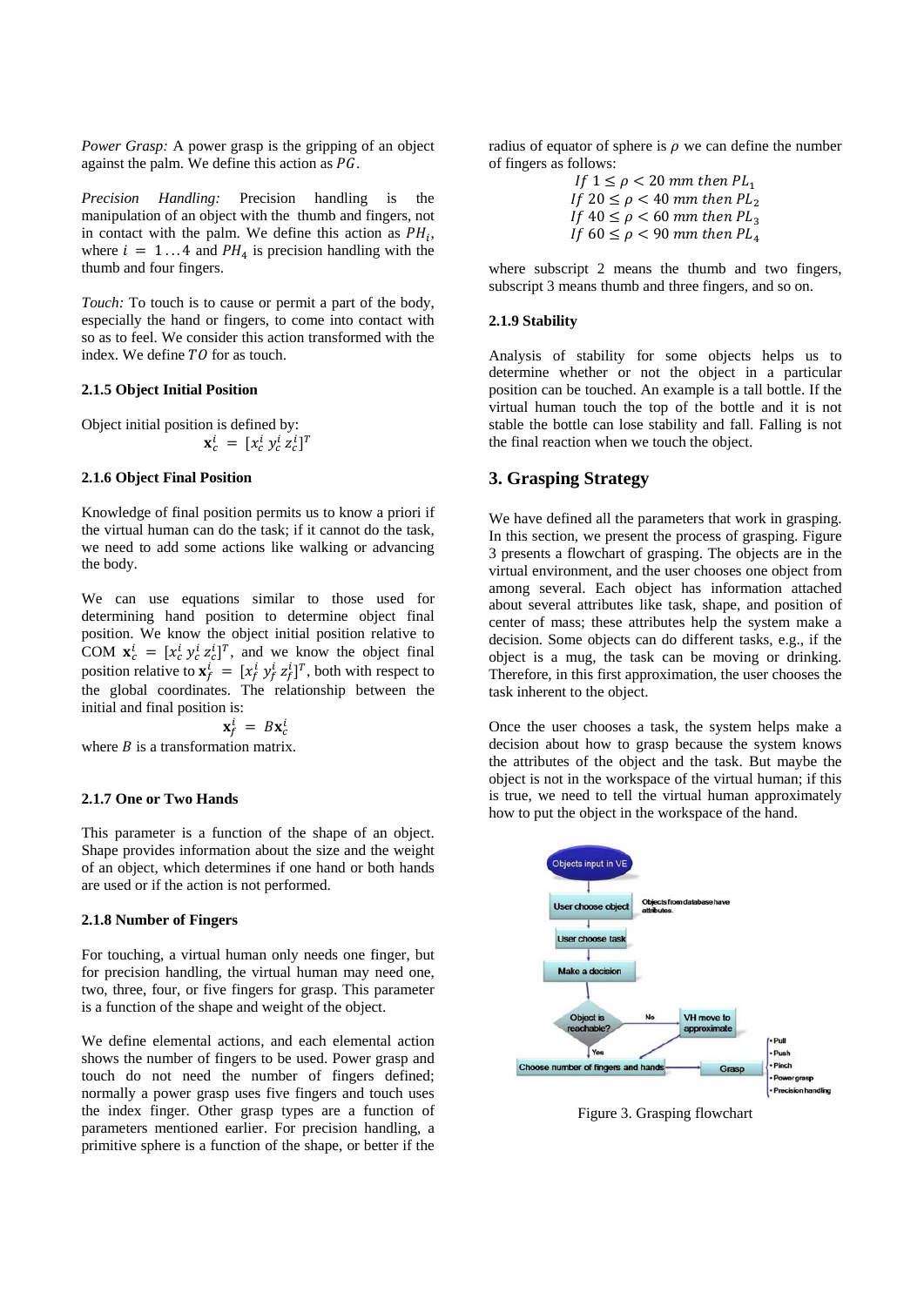*Power Grasp:* A power grasp is the gripping of an object against the palm. We define this action as $PG$.

*Precision Handling:* Precision handling is the manipulation of an object with the thumb and fingers, not in contact with the palm. We define this action as $PH_i$, where $i = 1 \ldots 4$ and $PH_4$ is precision handling with the thumb and four fingers.

*Touch:* To touch is to cause or permit a part of the body, especially the hand or fingers, to come into contact with so as to feel. We consider this action transformed with the index. We define $TO$ for as touch.

### 2.1.5 Object Initial Position

Object initial position is defined by:

$$\mathbf{x}_c^i = [x_c^i \; y_c^i \; z_c^i]^T$$

### 2.1.6 Object Final Position

Knowledge of final position permits us to know a priori if the virtual human can do the task; if it cannot do the task, we need to add some actions like walking or advancing the body.

We can use equations similar to those used for determining hand position to determine object final position. We know the object initial position relative to COM $\mathbf{x}_c^i = [x_c^i \; y_c^i \; z_c^i]^T$, and we know the object final position relative to $\mathbf{x}_f^i = [x_f^i \; y_f^i \; z_f^i]^T$, both with respect to the global coordinates. The relationship between the initial and final position is:

$$\mathbf{x}_f^i = B\mathbf{x}_c^i$$

where $B$ is a transformation matrix.

### 2.1.7 One or Two Hands

This parameter is a function of the shape of an object. Shape provides information about the size and the weight of an object, which determines if one hand or both hands are used or if the action is not performed.

### 2.1.8 Number of Fingers

For touching, a virtual human only needs one finger, but for precision handling, the virtual human may need one, two, three, four, or five fingers for grasp. This parameter is a function of the shape and weight of the object.

We define elemental actions, and each elemental action shows the number of fingers to be used. Power grasp and touch do not need the number of fingers defined; normally a power grasp uses five fingers and touch uses the index finger. Other grasp types are a function of parameters mentioned earlier. For precision handling, a primitive sphere is a function of the shape, or better if the radius of equator of sphere is $\rho$ we can define the number of fingers as follows:

$$\begin{aligned}
&If\ 1 \leq \rho < 20\ mm\ then\ PL_1 \\
&If\ 20 \leq \rho < 40\ mm\ then\ PL_2 \\
&If\ 40 \leq \rho < 60\ mm\ then\ PL_3 \\
&If\ 60 \leq \rho < 90\ mm\ then\ PL_4
\end{aligned}$$

where subscript 2 means the thumb and two fingers, subscript 3 means thumb and three fingers, and so on.

### 2.1.9 Stability

Analysis of stability for some objects helps us to determine whether or not the object in a particular position can be touched. An example is a tall bottle. If the virtual human touch the top of the bottle and it is not stable the bottle can lose stability and fall. Falling is not the final reaction when we touch the object.

## 3. Grasping Strategy

We have defined all the parameters that work in grasping. In this section, we present the process of grasping. Figure 3 presents a flowchart of grasping. The objects are in the virtual environment, and the user chooses one object from among several. Each object has information attached about several attributes like task, shape, and position of center of mass; these attributes help the system make a decision. Some objects can do different tasks, e.g., if the object is a mug, the task can be moving or drinking. Therefore, in this first approximation, the user chooses the task inherent to the object.

Once the user chooses a task, the system helps make a decision about how to grasp because the system knows the attributes of the object and the task. But maybe the object is not in the workspace of the virtual human; if this is true, we need to tell the virtual human approximately how to put the object in the workspace of the hand.

Figure 3. Grasping flowchart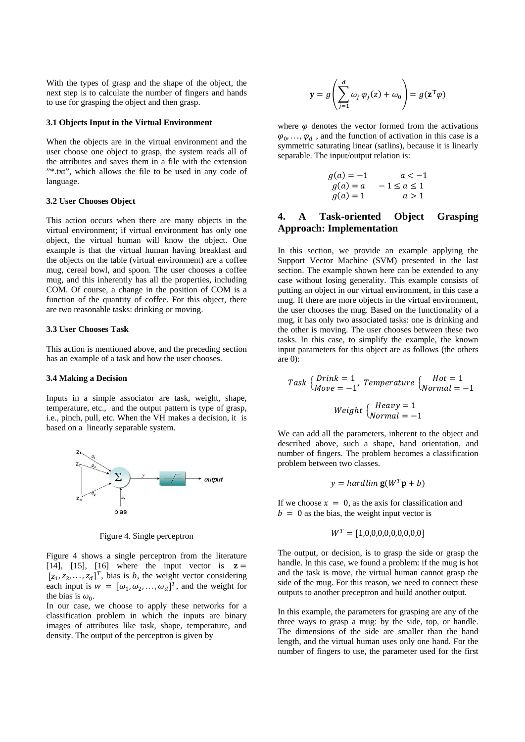With the types of grasp and the shape of the object, the next step is to calculate the number of fingers and hands to use for grasping the object and then grasp.

### 3.1 Objects Input in the Virtual Environment

When the objects are in the virtual environment and the user choose one object to grasp, the system reads all of the attributes and saves them in a file with the extension "*.txt", which allows the file to be used in any code of language.

### 3.2 User Chooses Object

This action occurs when there are many objects in the virtual environment; if virtual environment has only one object, the virtual human will know the object. One example is that the virtual human having breakfast and the objects on the table (virtual environment) are a coffee mug, cereal bowl, and spoon. The user chooses a coffee mug, and this inherently has all the properties, including COM. Of course, a change in the position of COM is a function of the quantity of coffee. For this object, there are two reasonable tasks: drinking or moving.

### 3.3 User Chooses Task

This action is mentioned above, and the preceding section has an example of a task and how the user chooses.

### 3.4 Making a Decision

Inputs in a simple associator are task, weight, shape, temperature, etc., and the output pattern is type of grasp, i.e., pinch, pull, etc. When the VH makes a decision, it is based on a linearly separable system.

Figure 4. Single perceptron

Figure 4 shows a single perceptron from the literature [14], [15], [16] where the input vector is $\mathbf{z} = [z_1, z_2, \ldots, z_d]^T$, bias is $b$, the weight vector considering each input is $w = [\omega_1, \omega_2, \ldots, \omega_d]^T$, and the weight for the bias is $\omega_0$.

In our case, we choose to apply these networks for a classification problem in which the inputs are binary images of attributes like task, shape, temperature, and density. The output of the perceptron is given by

$$\mathbf{y} = g\left(\sum_{j=1}^{d} \omega_j \, \varphi_j(z) + \omega_0\right) = g(\mathbf{z}^{\mathrm{T}}\varphi)$$

where $\varphi$ denotes the vector formed from the activations $\varphi_0, \ldots, \varphi_d$ , and the function of activation in this case is a symmetric saturating linear (satlins), because it is linearly separable. The input/output relation is:

$$\begin{aligned} g(a) &= -1 \qquad a < -1 \\ g(a) &= a \qquad -1 \le a \le 1 \\ g(a) &= 1 \qquad a > 1 \end{aligned}$$

## 4. A Task-oriented Object Grasping Approach: Implementation

In this section, we provide an example applying the Support Vector Machine (SVM) presented in the last section. The example shown here can be extended to any case without losing generality. This example consists of putting an object in our virtual environment, in this case a mug. If there are more objects in the virtual environment, the user chooses the mug. Based on the functionality of a mug, it has only two associated tasks: one is drinking and the other is moving. The user chooses between these two tasks. In this case, to simplify the example, the known input parameters for this object are as follows (the others are 0):

$$Task \begin{cases} Drink = 1 \\ Move = -1 \end{cases}, \; Temperature \begin{cases} Hot = 1 \\ Normal = -1 \end{cases}$$

$$Weight \begin{cases} Heavy = 1 \\ Normal = -1 \end{cases}$$

We can add all the parameters, inherent to the object and described above, such a shape, hand orientation, and number of fingers. The problem becomes a classification problem between two classes.

$$y = hardlim \; \mathbf{g}(W^T\mathbf{p} + b)$$

If we choose $x = 0$, as the axis for classification and $b = 0$ as the bias, the weight input vector is

$$W^T = [1,0,0,0,0,0,0,0,0,0]$$

The output, or decision, is to grasp the side or grasp the handle. In this case, we found a problem: if the mug is hot and the task is move, the virtual human cannot grasp the side of the mug. For this reason, we need to connect these outputs to another preceptron and build another output.

In this example, the parameters for grasping are any of the three ways to grasp a mug: by the side, top, or handle. The dimensions of the side are smaller than the hand length, and the virtual human uses only one hand. For the number of fingers to use, the parameter used for the first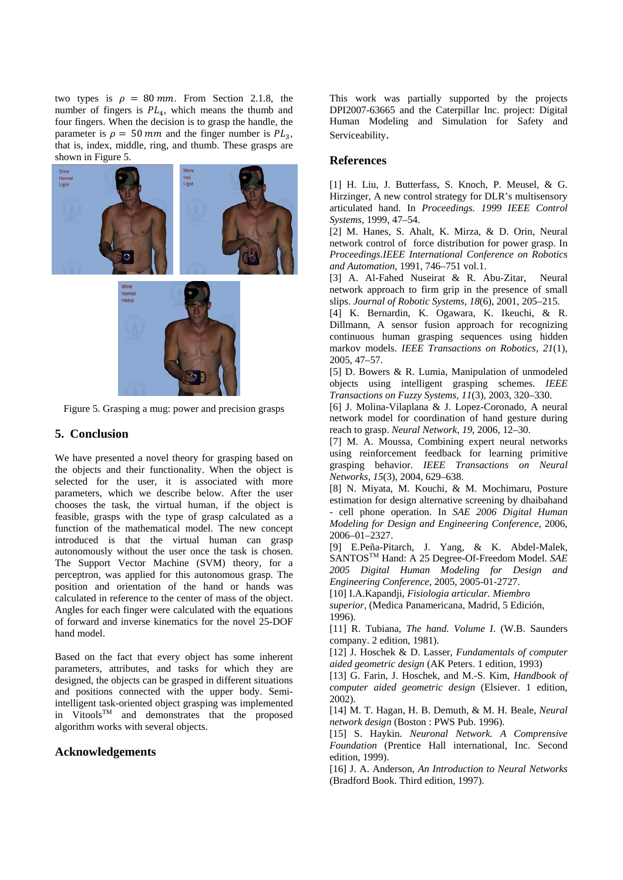two types is $\rho = 80\,mm$. From Section 2.1.8, the number of fingers is $PL_4$, which means the thumb and four fingers. When the decision is to grasp the handle, the parameter is $\rho = 50\,mm$ and the finger number is $PL_3$, that is, index, middle, ring, and thumb. These grasps are shown in Figure 5.

Figure 5. Grasping a mug: power and precision grasps

## 5. Conclusion

We have presented a novel theory for grasping based on the objects and their functionality. When the object is selected for the user, it is associated with more parameters, which we describe below. After the user chooses the task, the virtual human, if the object is feasible, grasps with the type of grasp calculated as a function of the mathematical model. The new concept introduced is that the virtual human can grasp autonomously without the user once the task is chosen. The Support Vector Machine (SVM) theory, for a perceptron, was applied for this autonomous grasp. The position and orientation of the hand or hands was calculated in reference to the center of mass of the object. Angles for each finger were calculated with the equations of forward and inverse kinematics for the novel 25-DOF hand model.

Based on the fact that every object has some inherent parameters, attributes, and tasks for which they are designed, the objects can be grasped in different situations and positions connected with the upper body. Semi-intelligent task-oriented object grasping was implemented in Vitools™ and demonstrates that the proposed algorithm works with several objects.

## Acknowledgements

This work was partially supported by the projects DPI2007-63665 and the Caterpillar Inc. project: Digital Human Modeling and Simulation for Safety and Serviceability.

## References

[1] H. Liu, J. Butterfass, S. Knoch, P. Meusel, & G. Hirzinger, A new control strategy for DLR's multisensory articulated hand. In *Proceedings. 1999 IEEE Control Systems*, 1999, 47–54.

[2] M. Hanes, S. Ahalt, K. Mirza, & D. Orin, Neural network control of force distribution for power grasp. In *Proceedings.IEEE International Conference on Robotics and Automation*, 1991, 746–751 vol.1.

[3] A. Al-Fahed Nuseirat & R. Abu-Zitar, Neural network approach to firm grip in the presence of small slips. *Journal of Robotic Systems, 18*(6), 2001, 205–215.

[4] K. Bernardin, K. Ogawara, K. Ikeuchi, & R. Dillmann, A sensor fusion approach for recognizing continuous human grasping sequences using hidden markov models. *IEEE Transactions on Robotics, 21*(1), 2005, 47–57.

[5] D. Bowers & R. Lumia, Manipulation of unmodeled objects using intelligent grasping schemes. *IEEE Transactions on Fuzzy Systems, 11*(3), 2003, 320–330.

[6] J. Molina-Vilaplana & J. Lopez-Coronado, A neural network model for coordination of hand gesture during reach to grasp. *Neural Network, 19*, 2006, 12–30.

[7] M. A. Moussa, Combining expert neural networks using reinforcement feedback for learning primitive grasping behavior. *IEEE Transactions on Neural Networks, 15*(3), 2004, 629–638.

[8] N. Miyata, M. Kouchi, & M. Mochimaru, Posture estimation for design alternative screening by dhaibahand - cell phone operation. In *SAE 2006 Digital Human Modeling for Design and Engineering Conference*, 2006, 2006–01–2327.

[9] E.Peña-Pitarch, J. Yang, & K. Abdel-Malek, SANTOS™ Hand: A 25 Degree-Of-Freedom Model. *SAE 2005 Digital Human Modeling for Design and Engineering Conference*, 2005, 2005-01-2727.

[10] I.A.Kapandji, *Fisiologia articular. Miembro superior*, (Medica Panamericana, Madrid, 5 Edición, 1996).

[11] R. Tubiana, *The hand. Volume I*. (W.B. Saunders company. 2 edition, 1981).

[12] J. Hoschek & D. Lasser, *Fundamentals of computer aided geometric design* (AK Peters. 1 edition, 1993)

[13] G. Farin, J. Hoschek, and M.-S. Kim, *Handbook of computer aided geometric design* (Elsiever. 1 edition, 2002).

[14] M. T. Hagan, H. B. Demuth, & M. H. Beale, *Neural network design* (Boston : PWS Pub. 1996).

[15] S. Haykin. *Neuronal Network. A Comprensive Foundation* (Prentice Hall international, Inc. Second edition, 1999).

[16] J. A. Anderson, *An Introduction to Neural Networks* (Bradford Book. Third edition, 1997).